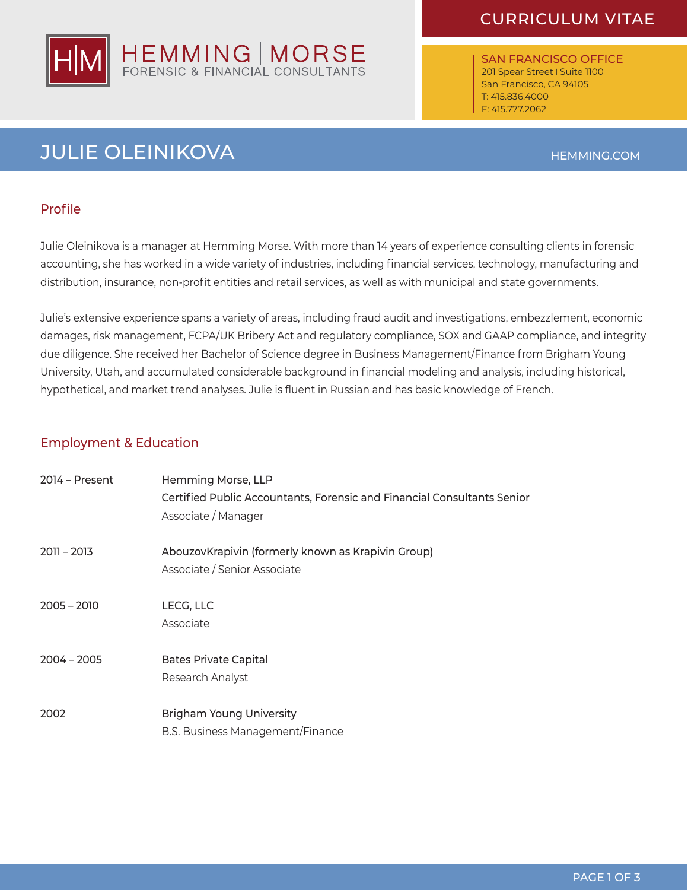HEMMING | MORSE
FORENSIC & FINANCIAL CONSULTANTS

CURRICULUM VITAE

SAN FRANCISCO OFFICE
201 Spear Street | Suite 1100
San Francisco, CA 94105
T: 415.836.4000
F: 415.777.2062

# JULIE OLEINIKOVA

HEMMING.COM

## Profile

Julie Oleinikova is a manager at Hemming Morse. With more than 14 years of experience consulting clients in forensic accounting, she has worked in a wide variety of industries, including financial services, technology, manufacturing and distribution, insurance, non-profit entities and retail services, as well as with municipal and state governments.

Julie's extensive experience spans a variety of areas, including fraud audit and investigations, embezzlement, economic damages, risk management, FCPA/UK Bribery Act and regulatory compliance, SOX and GAAP compliance, and integrity due diligence. She received her Bachelor of Science degree in Business Management/Finance from Brigham Young University, Utah, and accumulated considerable background in financial modeling and analysis, including historical, hypothetical, and market trend analyses. Julie is fluent in Russian and has basic knowledge of French.

## Employment & Education

| | |
|---|---|
| 2014 – Present | Hemming Morse, LLP<br>Certified Public Accountants, Forensic and Financial Consultants Senior<br>Associate / Manager |
| 2011 – 2013 | AbouzovKrapivin (formerly known as Krapivin Group)<br>Associate / Senior Associate |
| 2005 – 2010 | LECG, LLC<br>Associate |
| 2004 – 2005 | Bates Private Capital<br>Research Analyst |
| 2002 | Brigham Young University<br>B.S. Business Management/Finance |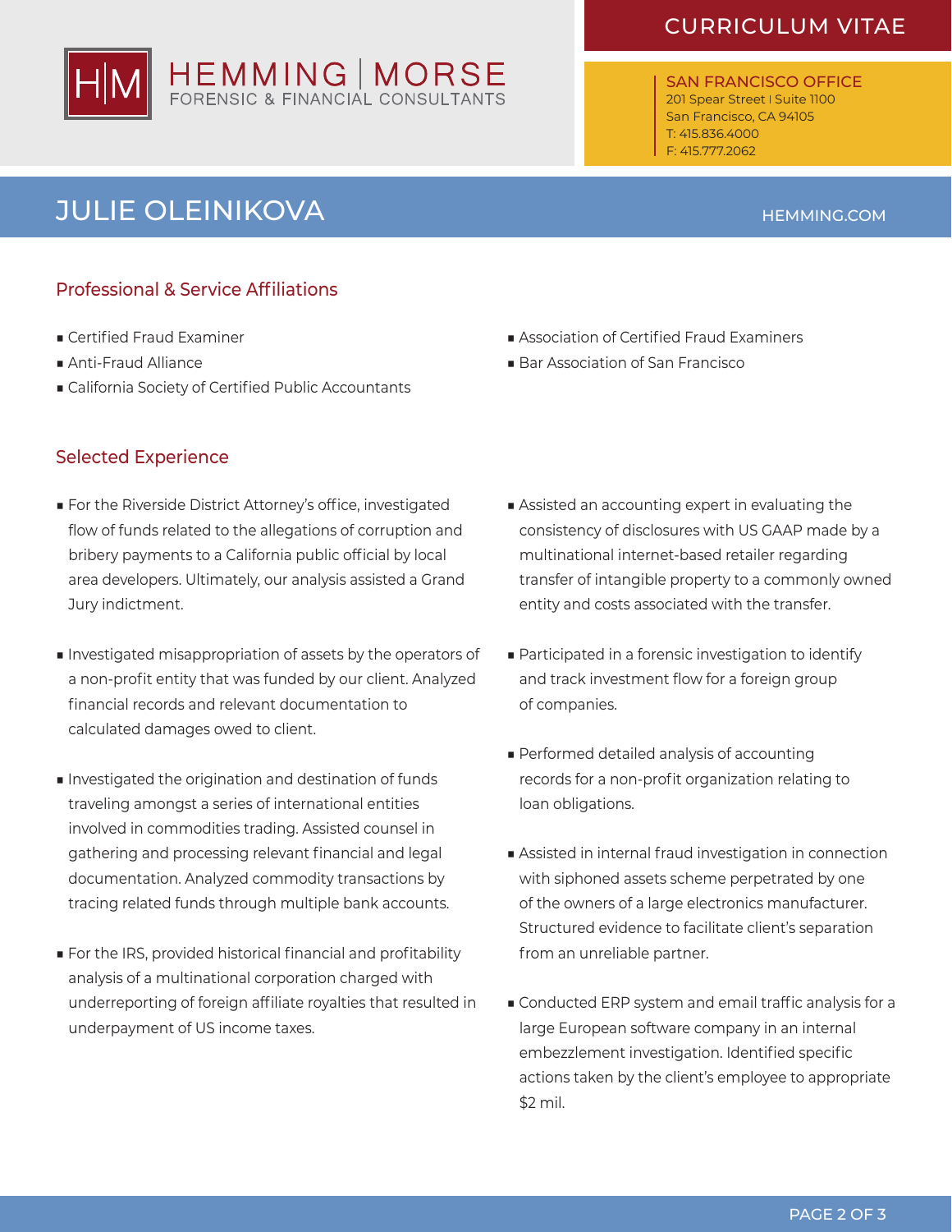# JULIE OLEINIKOVA

## Professional & Service Affiliations

- Certified Fraud Examiner
- Anti-Fraud Alliance
- California Society of Certified Public Accountants
- Association of Certified Fraud Examiners
- Bar Association of San Francisco

## Selected Experience

- For the Riverside District Attorney's office, investigated flow of funds related to the allegations of corruption and bribery payments to a California public official by local area developers. Ultimately, our analysis assisted a Grand Jury indictment.
- Investigated misappropriation of assets by the operators of a non-profit entity that was funded by our client. Analyzed financial records and relevant documentation to calculated damages owed to client.
- Investigated the origination and destination of funds traveling amongst a series of international entities involved in commodities trading. Assisted counsel in gathering and processing relevant financial and legal documentation. Analyzed commodity transactions by tracing related funds through multiple bank accounts.
- For the IRS, provided historical financial and profitability analysis of a multinational corporation charged with underreporting of foreign affiliate royalties that resulted in underpayment of US income taxes.
- Assisted an accounting expert in evaluating the consistency of disclosures with US GAAP made by a multinational internet-based retailer regarding transfer of intangible property to a commonly owned entity and costs associated with the transfer.
- Participated in a forensic investigation to identify and track investment flow for a foreign group of companies.
- Performed detailed analysis of accounting records for a non-profit organization relating to loan obligations.
- Assisted in internal fraud investigation in connection with siphoned assets scheme perpetrated by one of the owners of a large electronics manufacturer. Structured evidence to facilitate client's separation from an unreliable partner.
- Conducted ERP system and email traffic analysis for a large European software company in an internal embezzlement investigation. Identified specific actions taken by the client's employee to appropriate $2 mil.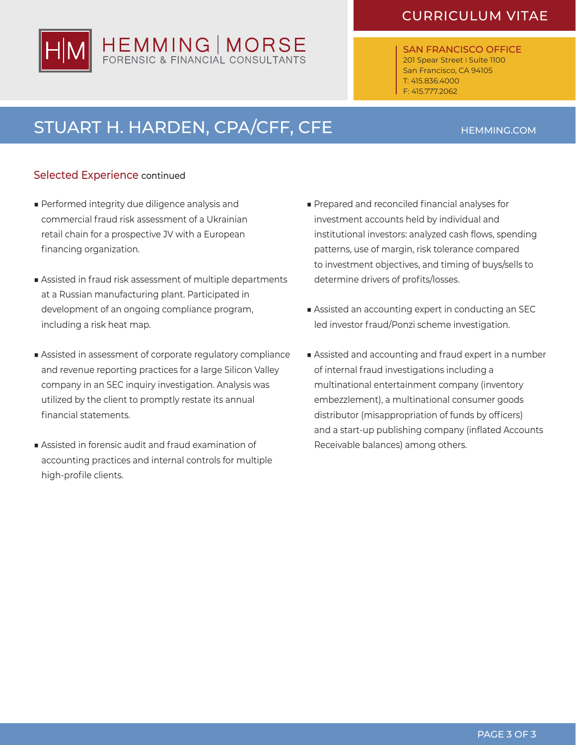## Selected Experience continued

- Performed integrity due diligence analysis and commercial fraud risk assessment of a Ukrainian retail chain for a prospective JV with a European financing organization.
- Assisted in fraud risk assessment of multiple departments at a Russian manufacturing plant. Participated in development of an ongoing compliance program, including a risk heat map.
- Assisted in assessment of corporate regulatory compliance and revenue reporting practices for a large Silicon Valley company in an SEC inquiry investigation. Analysis was utilized by the client to promptly restate its annual financial statements.
- Assisted in forensic audit and fraud examination of accounting practices and internal controls for multiple high-profile clients.
- Prepared and reconciled financial analyses for investment accounts held by individual and institutional investors: analyzed cash flows, spending patterns, use of margin, risk tolerance compared to investment objectives, and timing of buys/sells to determine drivers of profits/losses.
- Assisted an accounting expert in conducting an SEC led investor fraud/Ponzi scheme investigation.
- Assisted and accounting and fraud expert in a number of internal fraud investigations including a multinational entertainment company (inventory embezzlement), a multinational consumer goods distributor (misappropriation of funds by officers) and a start-up publishing company (inflated Accounts Receivable balances) among others.